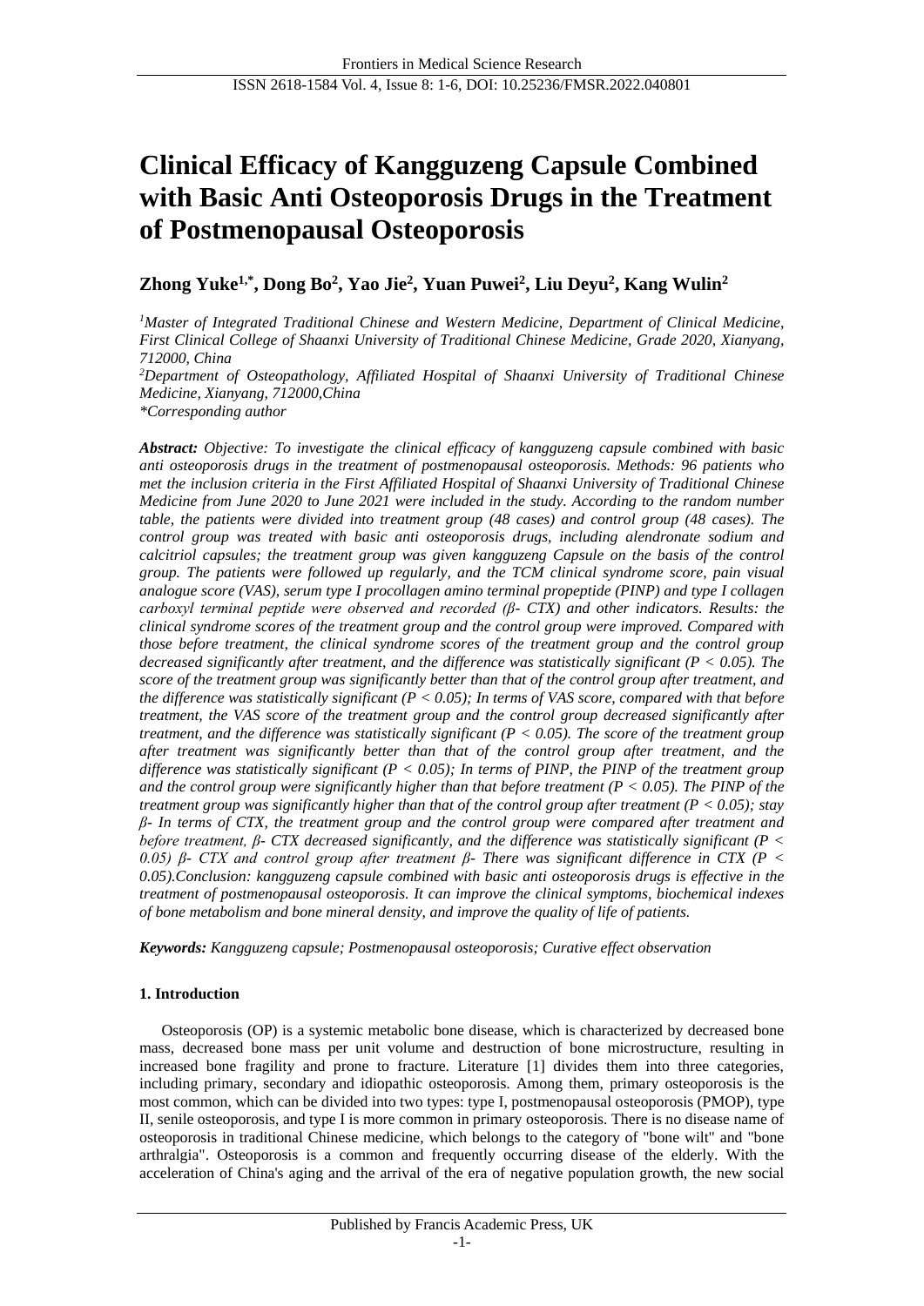# Clinical Efficacy of Kangguzeng Capsule Combined with Basic Anti Osteoporosis Drugs in the Treatment of Postmenopausal Osteoporosis

**Zhong Yuke[1,*], Dong Bo[2], Yao Jie[2], Yuan Puwei[2], Liu Deyu[2], Kang Wulin[2]**

*[1]Master of Integrated Traditional Chinese and Western Medicine, Department of Clinical Medicine, First Clinical College of Shaanxi University of Traditional Chinese Medicine, Grade 2020, Xianyang, 712000, China*

*[2]Department of Osteopathology, Affiliated Hospital of Shaanxi University of Traditional Chinese Medicine, Xianyang, 712000,China*

*\*Corresponding author*

***Abstract:*** *Objective: To investigate the clinical efficacy of kangguzeng capsule combined with basic anti osteoporosis drugs in the treatment of postmenopausal osteoporosis. Methods: 96 patients who met the inclusion criteria in the First Affiliated Hospital of Shaanxi University of Traditional Chinese Medicine from June 2020 to June 2021 were included in the study. According to the random number table, the patients were divided into treatment group (48 cases) and control group (48 cases). The control group was treated with basic anti osteoporosis drugs, including alendronate sodium and calcitriol capsules; the treatment group was given kangguzeng Capsule on the basis of the control group. The patients were followed up regularly, and the TCM clinical syndrome score, pain visual analogue score (VAS), serum type I procollagen amino terminal propeptide (PINP) and type I collagen carboxyl terminal peptide were observed and recorded (β- CTX) and other indicators. Results: the clinical syndrome scores of the treatment group and the control group were improved. Compared with those before treatment, the clinical syndrome scores of the treatment group and the control group decreased significantly after treatment, and the difference was statistically significant ($P < 0.05$). The score of the treatment group was significantly better than that of the control group after treatment, and the difference was statistically significant ($P < 0.05$); In terms of VAS score, compared with that before treatment, the VAS score of the treatment group and the control group decreased significantly after treatment, and the difference was statistically significant ($P < 0.05$). The score of the treatment group after treatment was significantly better than that of the control group after treatment, and the difference was statistically significant ($P < 0.05$); In terms of PINP, the PINP of the treatment group and the control group were significantly higher than that before treatment ($P < 0.05$). The PINP of the treatment group was significantly higher than that of the control group after treatment ($P < 0.05$); stay β- In terms of CTX, the treatment group and the control group were compared after treatment and before treatment, β- CTX decreased significantly, and the difference was statistically significant ($P < 0.05$) β- CTX and control group after treatment β- There was significant difference in CTX ($P < 0.05$).Conclusion: kangguzeng capsule combined with basic anti osteoporosis drugs is effective in the treatment of postmenopausal osteoporosis. It can improve the clinical symptoms, biochemical indexes of bone metabolism and bone mineral density, and improve the quality of life of patients.*

***Keywords:*** *Kangguzeng capsule; Postmenopausal osteoporosis; Curative effect observation*

## 1. Introduction

Osteoporosis (OP) is a systemic metabolic bone disease, which is characterized by decreased bone mass, decreased bone mass per unit volume and destruction of bone microstructure, resulting in increased bone fragility and prone to fracture. Literature [1] divides them into three categories, including primary, secondary and idiopathic osteoporosis. Among them, primary osteoporosis is the most common, which can be divided into two types: type I, postmenopausal osteoporosis (PMOP), type II, senile osteoporosis, and type I is more common in primary osteoporosis. There is no disease name of osteoporosis in traditional Chinese medicine, which belongs to the category of "bone wilt" and "bone arthralgia". Osteoporosis is a common and frequently occurring disease of the elderly. With the acceleration of China's aging and the arrival of the era of negative population growth, the new social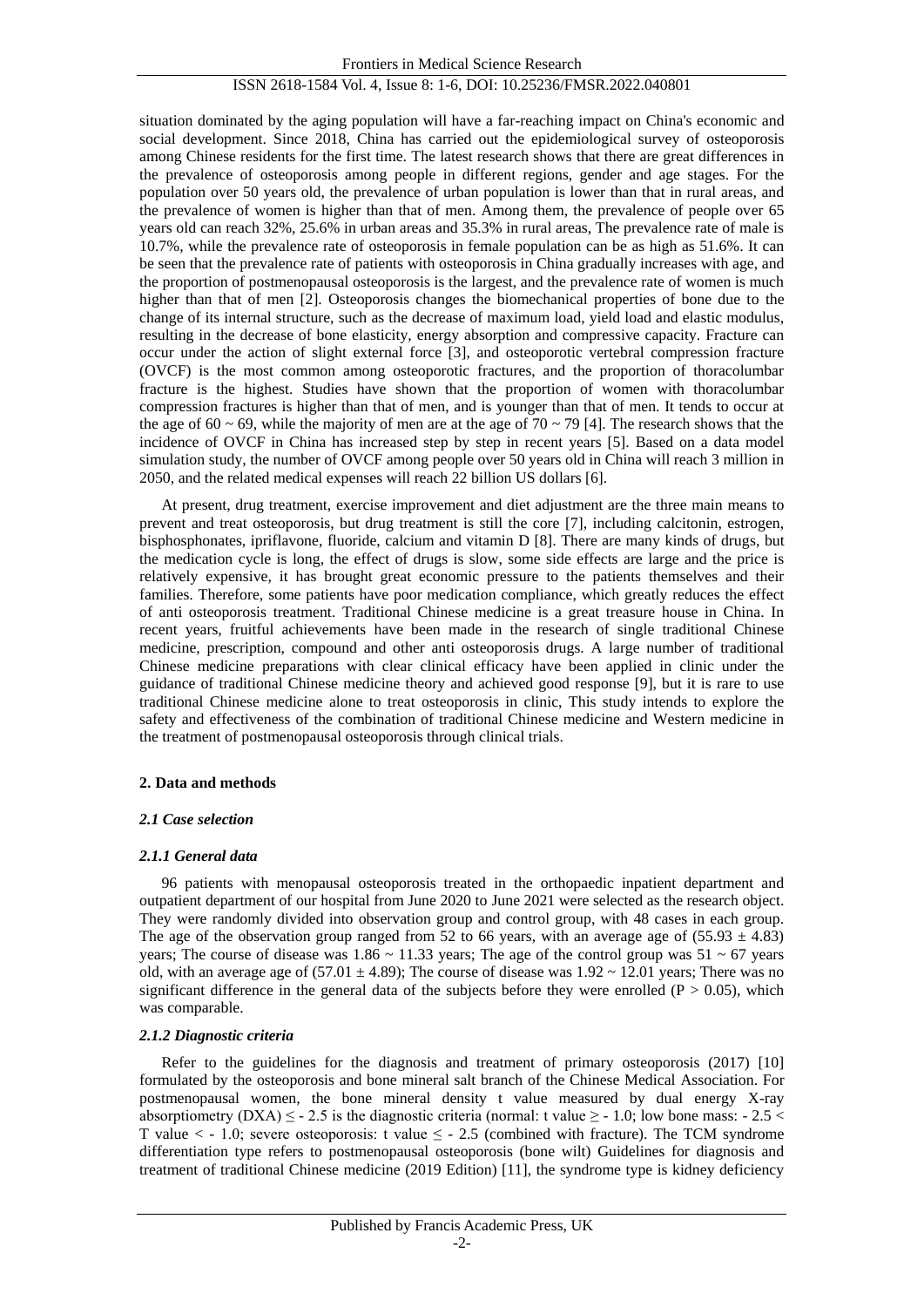situation dominated by the aging population will have a far-reaching impact on China's economic and social development. Since 2018, China has carried out the epidemiological survey of osteoporosis among Chinese residents for the first time. The latest research shows that there are great differences in the prevalence of osteoporosis among people in different regions, gender and age stages. For the population over 50 years old, the prevalence of urban population is lower than that in rural areas, and the prevalence of women is higher than that of men. Among them, the prevalence of people over 65 years old can reach 32%, 25.6% in urban areas and 35.3% in rural areas, The prevalence rate of male is 10.7%, while the prevalence rate of osteoporosis in female population can be as high as 51.6%. It can be seen that the prevalence rate of patients with osteoporosis in China gradually increases with age, and the proportion of postmenopausal osteoporosis is the largest, and the prevalence rate of women is much higher than that of men [2]. Osteoporosis changes the biomechanical properties of bone due to the change of its internal structure, such as the decrease of maximum load, yield load and elastic modulus, resulting in the decrease of bone elasticity, energy absorption and compressive capacity. Fracture can occur under the action of slight external force [3], and osteoporotic vertebral compression fracture (OVCF) is the most common among osteoporotic fractures, and the proportion of thoracolumbar fracture is the highest. Studies have shown that the proportion of women with thoracolumbar compression fractures is higher than that of men, and is younger than that of men. It tends to occur at the age of 60 ~ 69, while the majority of men are at the age of 70 ~ 79 [4]. The research shows that the incidence of OVCF in China has increased step by step in recent years [5]. Based on a data model simulation study, the number of OVCF among people over 50 years old in China will reach 3 million in 2050, and the related medical expenses will reach 22 billion US dollars [6].

At present, drug treatment, exercise improvement and diet adjustment are the three main means to prevent and treat osteoporosis, but drug treatment is still the core [7], including calcitonin, estrogen, bisphosphonates, ipriflavone, fluoride, calcium and vitamin D [8]. There are many kinds of drugs, but the medication cycle is long, the effect of drugs is slow, some side effects are large and the price is relatively expensive, it has brought great economic pressure to the patients themselves and their families. Therefore, some patients have poor medication compliance, which greatly reduces the effect of anti osteoporosis treatment. Traditional Chinese medicine is a great treasure house in China. In recent years, fruitful achievements have been made in the research of single traditional Chinese medicine, prescription, compound and other anti osteoporosis drugs. A large number of traditional Chinese medicine preparations with clear clinical efficacy have been applied in clinic under the guidance of traditional Chinese medicine theory and achieved good response [9], but it is rare to use traditional Chinese medicine alone to treat osteoporosis in clinic, This study intends to explore the safety and effectiveness of the combination of traditional Chinese medicine and Western medicine in the treatment of postmenopausal osteoporosis through clinical trials.

## 2. Data and methods

### *2.1 Case selection*

#### *2.1.1 General data*

96 patients with menopausal osteoporosis treated in the orthopaedic inpatient department and outpatient department of our hospital from June 2020 to June 2021 were selected as the research object. They were randomly divided into observation group and control group, with 48 cases in each group. The age of the observation group ranged from 52 to 66 years, with an average age of ($55.93 \pm 4.83$) years; The course of disease was 1.86 ~ 11.33 years; The age of the control group was 51 ~ 67 years old, with an average age of ($57.01 \pm 4.89$); The course of disease was 1.92 ~ 12.01 years; There was no significant difference in the general data of the subjects before they were enrolled ($P > 0.05$), which was comparable.

#### *2.1.2 Diagnostic criteria*

Refer to the guidelines for the diagnosis and treatment of primary osteoporosis (2017) [10] formulated by the osteoporosis and bone mineral salt branch of the Chinese Medical Association. For postmenopausal women, the bone mineral density t value measured by dual energy X-ray absorptiometry (DXA) $\leq -2.5$ is the diagnostic criteria (normal: t value $\geq -1.0$; low bone mass: $-2.5 <$ T value $< -1.0$; severe osteoporosis: t value $\leq -2.5$ (combined with fracture). The TCM syndrome differentiation type refers to postmenopausal osteoporosis (bone wilt) Guidelines for diagnosis and treatment of traditional Chinese medicine (2019 Edition) [11], the syndrome type is kidney deficiency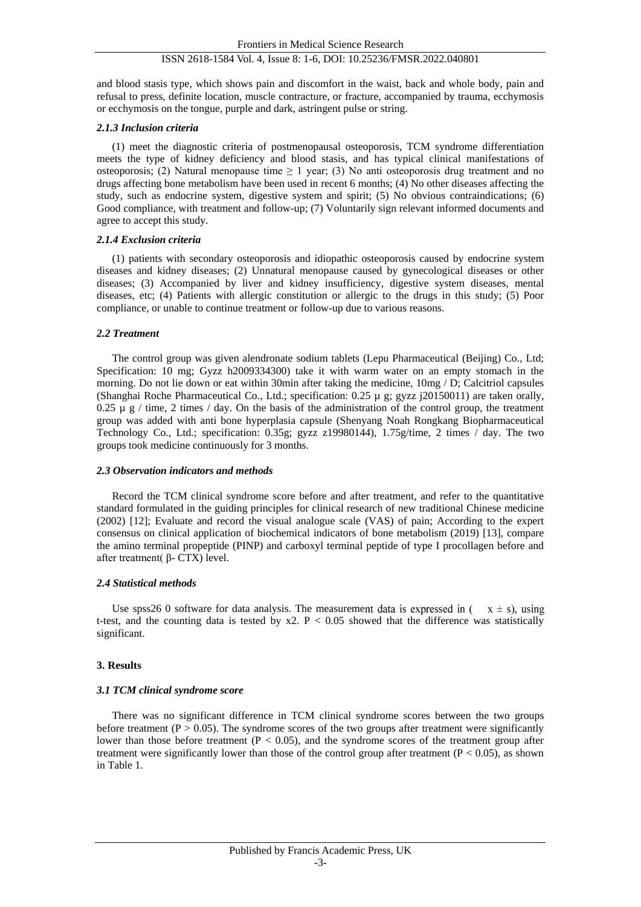and blood stasis type, which shows pain and discomfort in the waist, back and whole body, pain and refusal to press, definite location, muscle contracture, or fracture, accompanied by trauma, ecchymosis or ecchymosis on the tongue, purple and dark, astringent pulse or string.

#### *2.1.3 Inclusion criteria*

(1) meet the diagnostic criteria of postmenopausal osteoporosis, TCM syndrome differentiation meets the type of kidney deficiency and blood stasis, and has typical clinical manifestations of osteoporosis; (2) Natural menopause time ≥ 1 year; (3) No anti osteoporosis drug treatment and no drugs affecting bone metabolism have been used in recent 6 months; (4) No other diseases affecting the study, such as endocrine system, digestive system and spirit; (5) No obvious contraindications; (6) Good compliance, with treatment and follow-up; (7) Voluntarily sign relevant informed documents and agree to accept this study.

#### *2.1.4 Exclusion criteria*

(1) patients with secondary osteoporosis and idiopathic osteoporosis caused by endocrine system diseases and kidney diseases; (2) Unnatural menopause caused by gynecological diseases or other diseases; (3) Accompanied by liver and kidney insufficiency, digestive system diseases, mental diseases, etc; (4) Patients with allergic constitution or allergic to the drugs in this study; (5) Poor compliance, or unable to continue treatment or follow-up due to various reasons.

### *2.2 Treatment*

The control group was given alendronate sodium tablets (Lepu Pharmaceutical (Beijing) Co., Ltd; Specification: 10 mg; Gyzz h2009334300) take it with warm water on an empty stomach in the morning. Do not lie down or eat within 30min after taking the medicine, 10mg / D; Calcitriol capsules (Shanghai Roche Pharmaceutical Co., Ltd.; specification: 0.25 µ g; gyzz j20150011) are taken orally, 0.25 µ g / time, 2 times / day. On the basis of the administration of the control group, the treatment group was added with anti bone hyperplasia capsule (Shenyang Noah Rongkang Biopharmaceutical Technology Co., Ltd.; specification: 0.35g; gyzz z19980144), 1.75g/time, 2 times / day. The two groups took medicine continuously for 3 months.

### *2.3 Observation indicators and methods*

Record the TCM clinical syndrome score before and after treatment, and refer to the quantitative standard formulated in the guiding principles for clinical research of new traditional Chinese medicine (2002) [12]; Evaluate and record the visual analogue scale (VAS) of pain; According to the expert consensus on clinical application of biochemical indicators of bone metabolism (2019) [13], compare the amino terminal propeptide (PINP) and carboxyl terminal peptide of type I procollagen before and after treatment( β- CTX) level.

### *2.4 Statistical methods*

Use spss26 0 software for data analysis. The measurement data is expressed in ( $\bar{x} \pm s$), using t-test, and the counting data is tested by x2. P < 0.05 showed that the difference was statistically significant.

## 3. Results

### *3.1 TCM clinical syndrome score*

There was no significant difference in TCM clinical syndrome scores between the two groups before treatment (P > 0.05). The syndrome scores of the two groups after treatment were significantly lower than those before treatment (P < 0.05), and the syndrome scores of the treatment group after treatment were significantly lower than those of the control group after treatment (P < 0.05), as shown in Table 1.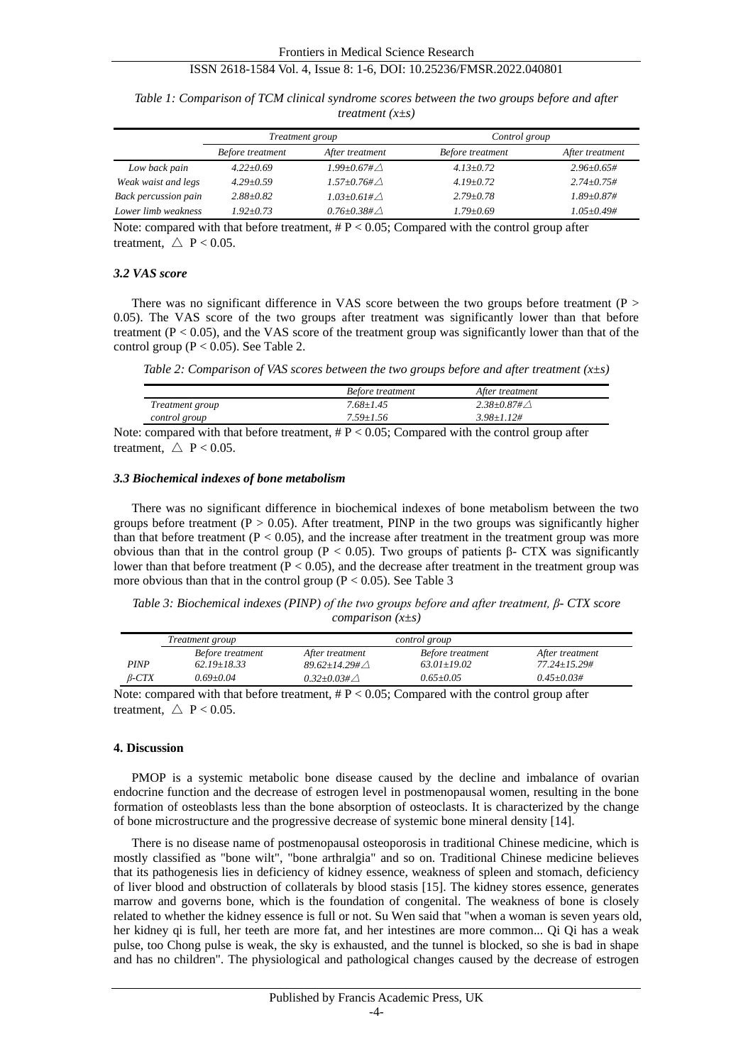*Table 1: Comparison of TCM clinical syndrome scores between the two groups before and after treatment (x±s)*

| | *Treatment group* | | *Control group* | |
|---|---|---|---|---|
| | *Before treatment* | *After treatment* | *Before treatment* | *After treatment* |
| *Low back pain* | *4.22±0.69* | *1.99±0.67#△* | *4.13±0.72* | *2.96±0.65#* |
| *Weak waist and legs* | *4.29±0.59* | *1.57±0.76#△* | *4.19±0.72* | *2.74±0.75#* |
| *Back percussion pain* | *2.88±0.82* | *1.03±0.61#△* | *2.79±0.78* | *1.89±0.87#* |
| *Lower limb weakness* | *1.92±0.73* | *0.76±0.38#△* | *1.79±0.69* | *1.05±0.49#* |

Note: compared with that before treatment, # $P < 0.05$; Compared with the control group after treatment, △ $P < 0.05$.

### *3.2 VAS score*

There was no significant difference in VAS score between the two groups before treatment ($P > 0.05$). The VAS score of the two groups after treatment was significantly lower than that before treatment ($P < 0.05$), and the VAS score of the treatment group was significantly lower than that of the control group ($P < 0.05$). See Table 2.

*Table 2: Comparison of VAS scores between the two groups before and after treatment (x±s)*

| | *Before treatment* | *After treatment* |
|---|---|---|
| *Treatment group* | *7.68±1.45* | *2.38±0.87#△* |
| *control group* | *7.59±1.56* | *3.98±1.12#* |

Note: compared with that before treatment, # $P < 0.05$; Compared with the control group after treatment, △ $P < 0.05$.

### *3.3 Biochemical indexes of bone metabolism*

There was no significant difference in biochemical indexes of bone metabolism between the two groups before treatment ($P > 0.05$). After treatment, PINP in the two groups was significantly higher than that before treatment ($P < 0.05$), and the increase after treatment in the treatment group was more obvious than that in the control group ($P < 0.05$). Two groups of patients β- CTX was significantly lower than that before treatment ($P < 0.05$), and the decrease after treatment in the treatment group was more obvious than that in the control group ($P < 0.05$). See Table 3

*Table 3: Biochemical indexes (PINP) of the two groups before and after treatment, β- CTX score comparison (x±s)*

| | *Treatment group* | | *control group* | |
|---|---|---|---|---|
| | *Before treatment* | *After treatment* | *Before treatment* | *After treatment* |
| *PINP* | *62.19±18.33* | *89.62±14.29#△* | *63.01±19.02* | *77.24±15.29#* |
| *β-CTX* | *0.69±0.04* | *0.32±0.03#△* | *0.65±0.05* | *0.45±0.03#* |

Note: compared with that before treatment, # $P < 0.05$; Compared with the control group after treatment, △ $P < 0.05$.

## 4. Discussion

PMOP is a systemic metabolic bone disease caused by the decline and imbalance of ovarian endocrine function and the decrease of estrogen level in postmenopausal women, resulting in the bone formation of osteoblasts less than the bone absorption of osteoclasts. It is characterized by the change of bone microstructure and the progressive decrease of systemic bone mineral density [14].

There is no disease name of postmenopausal osteoporosis in traditional Chinese medicine, which is mostly classified as "bone wilt", "bone arthralgia" and so on. Traditional Chinese medicine believes that its pathogenesis lies in deficiency of kidney essence, weakness of spleen and stomach, deficiency of liver blood and obstruction of collaterals by blood stasis [15]. The kidney stores essence, generates marrow and governs bone, which is the foundation of congenital. The weakness of bone is closely related to whether the kidney essence is full or not. Su Wen said that "when a woman is seven years old, her kidney qi is full, her teeth are more fat, and her intestines are more common... Qi Qi has a weak pulse, too Chong pulse is weak, the sky is exhausted, and the tunnel is blocked, so she is bad in shape and has no children". The physiological and pathological changes caused by the decrease of estrogen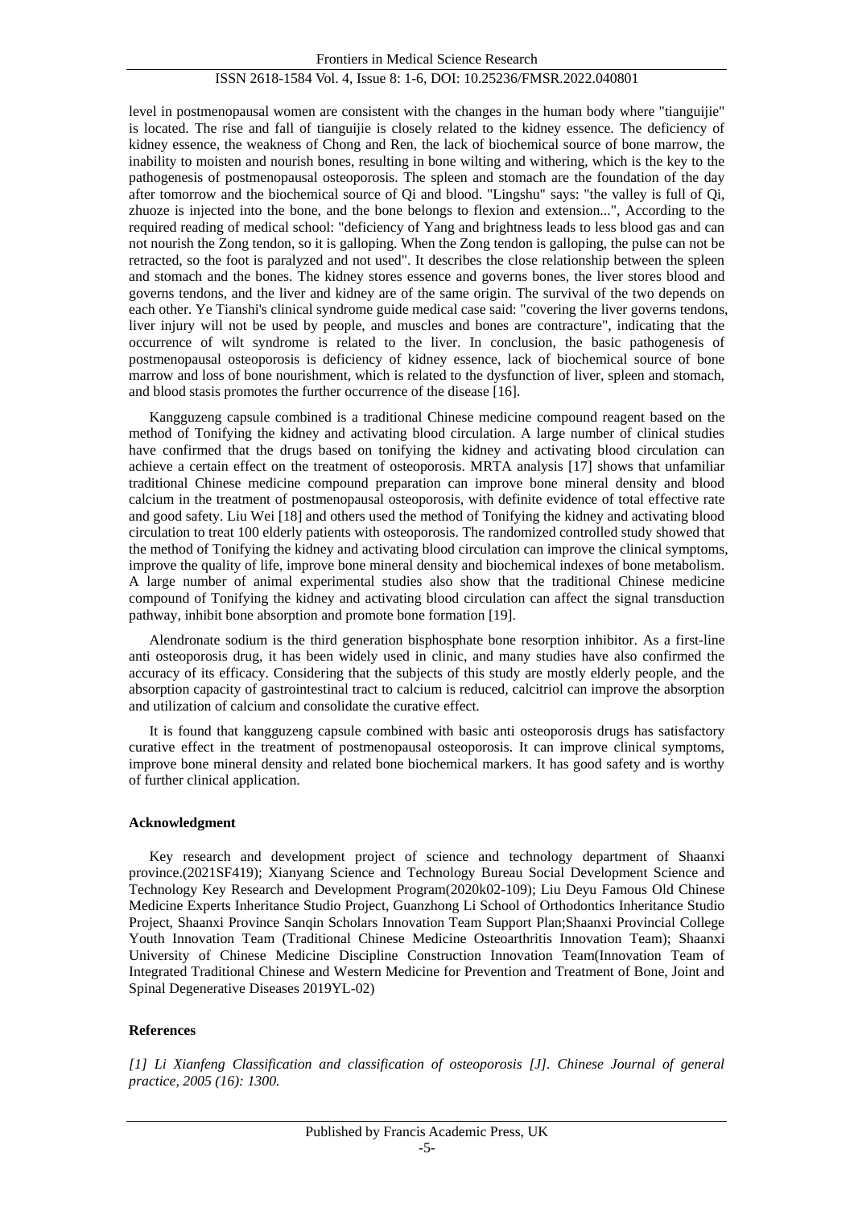level in postmenopausal women are consistent with the changes in the human body where "tianguijie" is located. The rise and fall of tianguijie is closely related to the kidney essence. The deficiency of kidney essence, the weakness of Chong and Ren, the lack of biochemical source of bone marrow, the inability to moisten and nourish bones, resulting in bone wilting and withering, which is the key to the pathogenesis of postmenopausal osteoporosis. The spleen and stomach are the foundation of the day after tomorrow and the biochemical source of Qi and blood. "Lingshu" says: "the valley is full of Qi, zhuoze is injected into the bone, and the bone belongs to flexion and extension...", According to the required reading of medical school: "deficiency of Yang and brightness leads to less blood gas and can not nourish the Zong tendon, so it is galloping. When the Zong tendon is galloping, the pulse can not be retracted, so the foot is paralyzed and not used". It describes the close relationship between the spleen and stomach and the bones. The kidney stores essence and governs bones, the liver stores blood and governs tendons, and the liver and kidney are of the same origin. The survival of the two depends on each other. Ye Tianshi's clinical syndrome guide medical case said: "covering the liver governs tendons, liver injury will not be used by people, and muscles and bones are contracture", indicating that the occurrence of wilt syndrome is related to the liver. In conclusion, the basic pathogenesis of postmenopausal osteoporosis is deficiency of kidney essence, lack of biochemical source of bone marrow and loss of bone nourishment, which is related to the dysfunction of liver, spleen and stomach, and blood stasis promotes the further occurrence of the disease [16].

Kangguzeng capsule combined is a traditional Chinese medicine compound reagent based on the method of Tonifying the kidney and activating blood circulation. A large number of clinical studies have confirmed that the drugs based on tonifying the kidney and activating blood circulation can achieve a certain effect on the treatment of osteoporosis. MRTA analysis [17] shows that unfamiliar traditional Chinese medicine compound preparation can improve bone mineral density and blood calcium in the treatment of postmenopausal osteoporosis, with definite evidence of total effective rate and good safety. Liu Wei [18] and others used the method of Tonifying the kidney and activating blood circulation to treat 100 elderly patients with osteoporosis. The randomized controlled study showed that the method of Tonifying the kidney and activating blood circulation can improve the clinical symptoms, improve the quality of life, improve bone mineral density and biochemical indexes of bone metabolism. A large number of animal experimental studies also show that the traditional Chinese medicine compound of Tonifying the kidney and activating blood circulation can affect the signal transduction pathway, inhibit bone absorption and promote bone formation [19].

Alendronate sodium is the third generation bisphosphate bone resorption inhibitor. As a first-line anti osteoporosis drug, it has been widely used in clinic, and many studies have also confirmed the accuracy of its efficacy. Considering that the subjects of this study are mostly elderly people, and the absorption capacity of gastrointestinal tract to calcium is reduced, calcitriol can improve the absorption and utilization of calcium and consolidate the curative effect.

It is found that kangguzeng capsule combined with basic anti osteoporosis drugs has satisfactory curative effect in the treatment of postmenopausal osteoporosis. It can improve clinical symptoms, improve bone mineral density and related bone biochemical markers. It has good safety and is worthy of further clinical application.

## Acknowledgment

Key research and development project of science and technology department of Shaanxi province.(2021SF419); Xianyang Science and Technology Bureau Social Development Science and Technology Key Research and Development Program(2020k02-109); Liu Deyu Famous Old Chinese Medicine Experts Inheritance Studio Project, Guanzhong Li School of Orthodontics Inheritance Studio Project, Shaanxi Province Sanqin Scholars Innovation Team Support Plan;Shaanxi Provincial College Youth Innovation Team (Traditional Chinese Medicine Osteoarthritis Innovation Team); Shaanxi University of Chinese Medicine Discipline Construction Innovation Team(Innovation Team of Integrated Traditional Chinese and Western Medicine for Prevention and Treatment of Bone, Joint and Spinal Degenerative Diseases 2019YL-02)

## References

*[1] Li Xianfeng Classification and classification of osteoporosis [J]. Chinese Journal of general practice, 2005 (16): 1300.*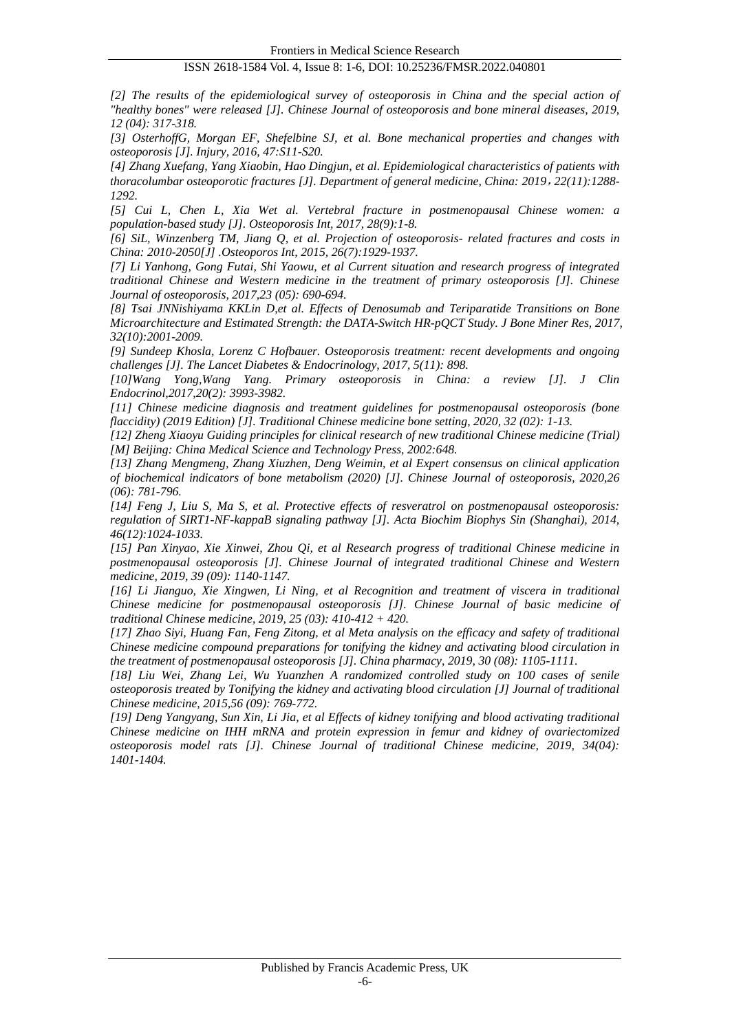*[2] The results of the epidemiological survey of osteoporosis in China and the special action of "healthy bones" were released [J]. Chinese Journal of osteoporosis and bone mineral diseases, 2019, 12 (04): 317-318.*

*[3] OsterhoffG, Morgan EF, Shefelbine SJ, et al. Bone mechanical properties and changes with osteoporosis [J]. Injury, 2016, 47:S11-S20.*

*[4] Zhang Xuefang, Yang Xiaobin, Hao Dingjun, et al. Epidemiological characteristics of patients with thoracolumbar osteoporotic fractures [J]. Department of general medicine, China: 2019，22(11):1288-1292.*

*[5] Cui L, Chen L, Xia Wet al. Vertebral fracture in postmenopausal Chinese women: a population-based study [J]. Osteoporosis Int, 2017, 28(9):1-8.*

*[6] SiL, Winzenberg TM, Jiang Q, et al. Projection of osteoporosis- related fractures and costs in China: 2010-2050[J] .Osteoporos Int, 2015, 26(7):1929-1937.*

*[7] Li Yanhong, Gong Futai, Shi Yaowu, et al Current situation and research progress of integrated traditional Chinese and Western medicine in the treatment of primary osteoporosis [J]. Chinese Journal of osteoporosis, 2017,23 (05): 690-694.*

*[8] Tsai JNNishiyama KKLin D,et al. Effects of Denosumab and Teriparatide Transitions on Bone Microarchitecture and Estimated Strength: the DATA-Switch HR-pQCT Study. J Bone Miner Res, 2017, 32(10):2001-2009.*

*[9] Sundeep Khosla, Lorenz C Hofbauer. Osteoporosis treatment: recent developments and ongoing challenges [J]. The Lancet Diabetes & Endocrinology, 2017, 5(11): 898.*

*[10]Wang Yong,Wang Yang. Primary osteoporosis in China: a review [J]. J Clin Endocrinol,2017,20(2): 3993-3982.*

*[11] Chinese medicine diagnosis and treatment guidelines for postmenopausal osteoporosis (bone flaccidity) (2019 Edition) [J]. Traditional Chinese medicine bone setting, 2020, 32 (02): 1-13.*

*[12] Zheng Xiaoyu Guiding principles for clinical research of new traditional Chinese medicine (Trial) [M] Beijing: China Medical Science and Technology Press, 2002:648.*

*[13] Zhang Mengmeng, Zhang Xiuzhen, Deng Weimin, et al Expert consensus on clinical application of biochemical indicators of bone metabolism (2020) [J]. Chinese Journal of osteoporosis, 2020,26 (06): 781-796.*

*[14] Feng J, Liu S, Ma S, et al. Protective effects of resveratrol on postmenopausal osteoporosis: regulation of SIRT1-NF-kappaB signaling pathway [J]. Acta Biochim Biophys Sin (Shanghai), 2014, 46(12):1024-1033.*

*[15] Pan Xinyao, Xie Xinwei, Zhou Qi, et al Research progress of traditional Chinese medicine in postmenopausal osteoporosis [J]. Chinese Journal of integrated traditional Chinese and Western medicine, 2019, 39 (09): 1140-1147.*

*[16] Li Jianguo, Xie Xingwen, Li Ning, et al Recognition and treatment of viscera in traditional Chinese medicine for postmenopausal osteoporosis [J]. Chinese Journal of basic medicine of traditional Chinese medicine, 2019, 25 (03): 410-412 + 420.*

*[17] Zhao Siyi, Huang Fan, Feng Zitong, et al Meta analysis on the efficacy and safety of traditional Chinese medicine compound preparations for tonifying the kidney and activating blood circulation in the treatment of postmenopausal osteoporosis [J]. China pharmacy, 2019, 30 (08): 1105-1111.*

*[18] Liu Wei, Zhang Lei, Wu Yuanzhen A randomized controlled study on 100 cases of senile osteoporosis treated by Tonifying the kidney and activating blood circulation [J] Journal of traditional Chinese medicine, 2015,56 (09): 769-772.*

*[19] Deng Yangyang, Sun Xin, Li Jia, et al Effects of kidney tonifying and blood activating traditional Chinese medicine on IHH mRNA and protein expression in femur and kidney of ovariectomized osteoporosis model rats [J]. Chinese Journal of traditional Chinese medicine, 2019, 34(04): 1401-1404.*